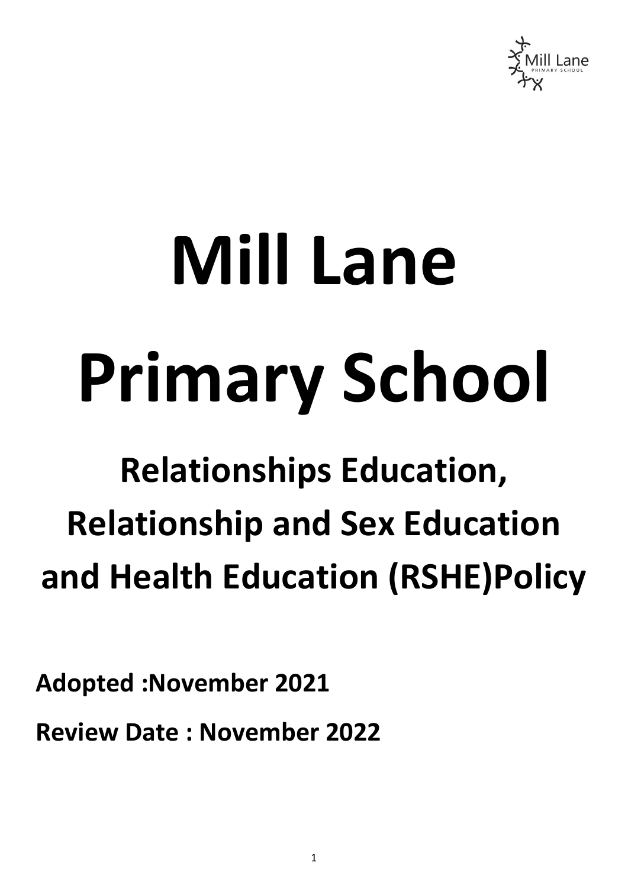# Mill Lane Primary School

## Relationships Education, Relationship and Sex Education and Health Education (RSHE)Policy

**Adopted :November 2021**

**Review Date : November 2022**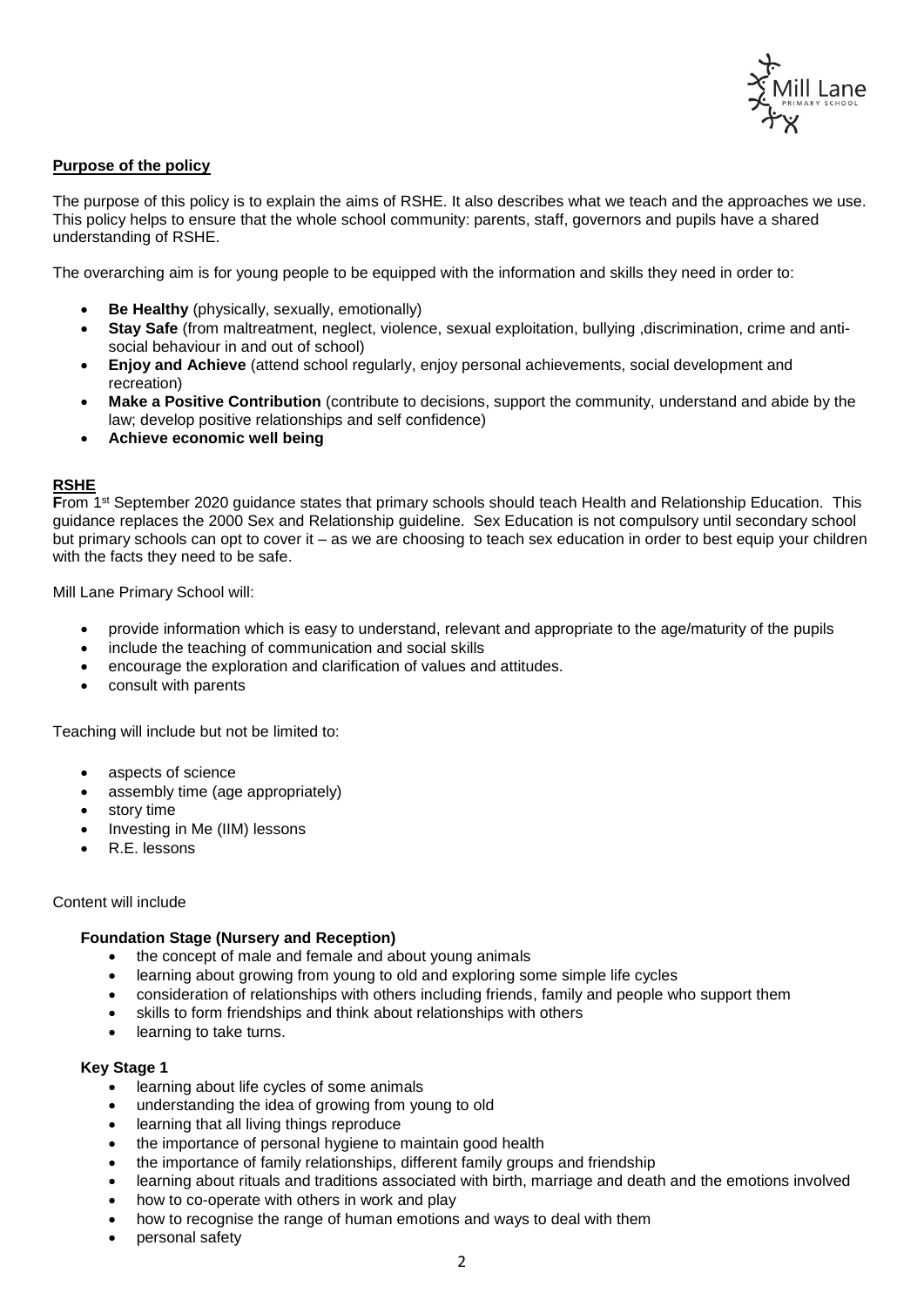**Purpose of the policy**

The purpose of this policy is to explain the aims of RSHE. It also describes what we teach and the approaches we use. This policy helps to ensure that the whole school community: parents, staff, governors and pupils have a shared understanding of RSHE.

The overarching aim is for young people to be equipped with the information and skills they need in order to:

- **Be Healthy** (physically, sexually, emotionally)
- **Stay Safe** (from maltreatment, neglect, violence, sexual exploitation, bullying ,discrimination, crime and anti-social behaviour in and out of school)
- **Enjoy and Achieve** (attend school regularly, enjoy personal achievements, social development and recreation)
- **Make a Positive Contribution** (contribute to decisions, support the community, understand and abide by the law; develop positive relationships and self confidence)
- **Achieve economic well being**

**RSHE**

**F**rom 1st September 2020 guidance states that primary schools should teach Health and Relationship Education. This guidance replaces the 2000 Sex and Relationship guideline. Sex Education is not compulsory until secondary school but primary schools can opt to cover it – as we are choosing to teach sex education in order to best equip your children with the facts they need to be safe.

Mill Lane Primary School will:

- provide information which is easy to understand, relevant and appropriate to the age/maturity of the pupils
- include the teaching of communication and social skills
- encourage the exploration and clarification of values and attitudes.
- consult with parents

Teaching will include but not be limited to:

- aspects of science
- assembly time (age appropriately)
- story time
- Investing in Me (IIM) lessons
- R.E. lessons

Content will include

**Foundation Stage (Nursery and Reception)**

- the concept of male and female and about young animals
- learning about growing from young to old and exploring some simple life cycles
- consideration of relationships with others including friends, family and people who support them
- skills to form friendships and think about relationships with others
- learning to take turns.

**Key Stage 1**

- learning about life cycles of some animals
- understanding the idea of growing from young to old
- learning that all living things reproduce
- the importance of personal hygiene to maintain good health
- the importance of family relationships, different family groups and friendship
- learning about rituals and traditions associated with birth, marriage and death and the emotions involved
- how to co-operate with others in work and play
- how to recognise the range of human emotions and ways to deal with them
- personal safety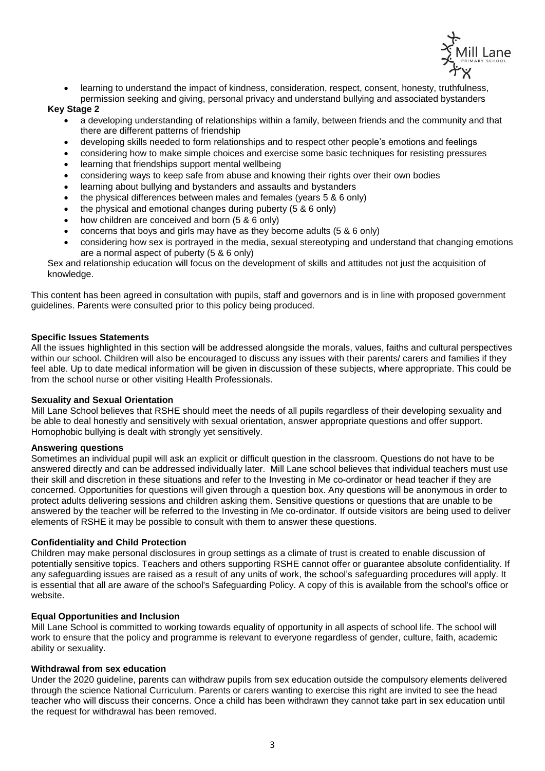- learning to understand the impact of kindness, consideration, respect, consent, honesty, truthfulness, permission seeking and giving, personal privacy and understand bullying and associated bystanders

**Key Stage 2**

- a developing understanding of relationships within a family, between friends and the community and that there are different patterns of friendship
- developing skills needed to form relationships and to respect other people's emotions and feelings
- considering how to make simple choices and exercise some basic techniques for resisting pressures
- learning that friendships support mental wellbeing
- considering ways to keep safe from abuse and knowing their rights over their own bodies
- learning about bullying and bystanders and assaults and bystanders
- the physical differences between males and females (years 5 & 6 only)
- the physical and emotional changes during puberty (5 & 6 only)
- how children are conceived and born (5 & 6 only)
- concerns that boys and girls may have as they become adults (5 & 6 only)
- considering how sex is portrayed in the media, sexual stereotyping and understand that changing emotions are a normal aspect of puberty (5 & 6 only)

Sex and relationship education will focus on the development of skills and attitudes not just the acquisition of knowledge.

This content has been agreed in consultation with pupils, staff and governors and is in line with proposed government guidelines. Parents were consulted prior to this policy being produced.

**Specific Issues Statements**

All the issues highlighted in this section will be addressed alongside the morals, values, faiths and cultural perspectives within our school. Children will also be encouraged to discuss any issues with their parents/ carers and families if they feel able. Up to date medical information will be given in discussion of these subjects, where appropriate. This could be from the school nurse or other visiting Health Professionals.

**Sexuality and Sexual Orientation**

Mill Lane School believes that RSHE should meet the needs of all pupils regardless of their developing sexuality and be able to deal honestly and sensitively with sexual orientation, answer appropriate questions and offer support. Homophobic bullying is dealt with strongly yet sensitively.

**Answering questions**

Sometimes an individual pupil will ask an explicit or difficult question in the classroom. Questions do not have to be answered directly and can be addressed individually later. Mill Lane school believes that individual teachers must use their skill and discretion in these situations and refer to the Investing in Me co-ordinator or head teacher if they are concerned. Opportunities for questions will given through a question box. Any questions will be anonymous in order to protect adults delivering sessions and children asking them. Sensitive questions or questions that are unable to be answered by the teacher will be referred to the Investing in Me co-ordinator. If outside visitors are being used to deliver elements of RSHE it may be possible to consult with them to answer these questions.

**Confidentiality and Child Protection**

Children may make personal disclosures in group settings as a climate of trust is created to enable discussion of potentially sensitive topics. Teachers and others supporting RSHE cannot offer or guarantee absolute confidentiality. If any safeguarding issues are raised as a result of any units of work, the school's safeguarding procedures will apply. It is essential that all are aware of the school's Safeguarding Policy. A copy of this is available from the school's office or website.

**Equal Opportunities and Inclusion**

Mill Lane School is committed to working towards equality of opportunity in all aspects of school life. The school will work to ensure that the policy and programme is relevant to everyone regardless of gender, culture, faith, academic ability or sexuality.

**Withdrawal from sex education**

Under the 2020 guideline, parents can withdraw pupils from sex education outside the compulsory elements delivered through the science National Curriculum. Parents or carers wanting to exercise this right are invited to see the head teacher who will discuss their concerns. Once a child has been withdrawn they cannot take part in sex education until the request for withdrawal has been removed.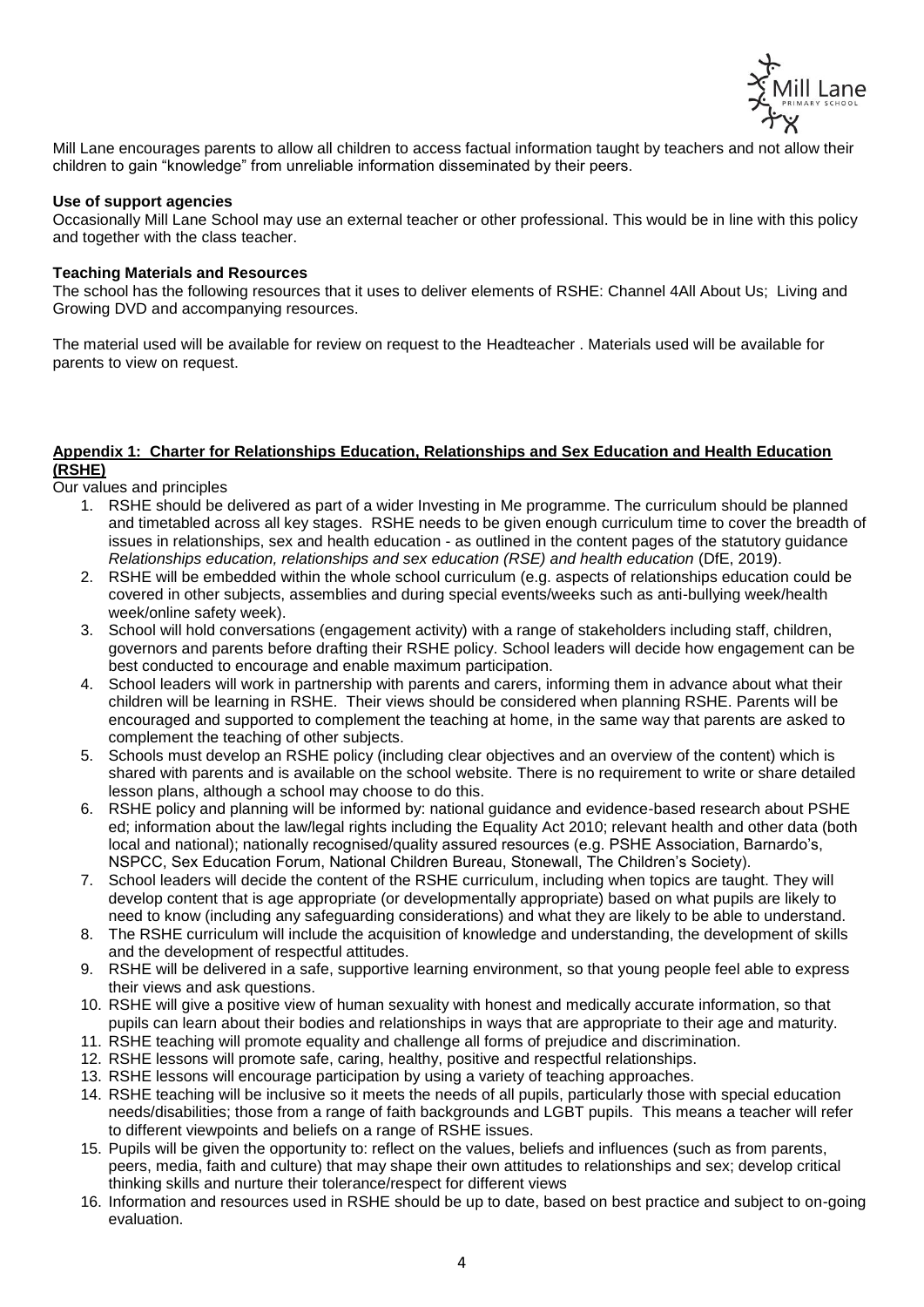Mill Lane encourages parents to allow all children to access factual information taught by teachers and not allow their children to gain "knowledge" from unreliable information disseminated by their peers.

**Use of support agencies**

Occasionally Mill Lane School may use an external teacher or other professional. This would be in line with this policy and together with the class teacher.

**Teaching Materials and Resources**

The school has the following resources that it uses to deliver elements of RSHE: Channel 4All About Us; Living and Growing DVD and accompanying resources.

The material used will be available for review on request to the Headteacher . Materials used will be available for parents to view on request.

## Appendix 1: Charter for Relationships Education, Relationships and Sex Education and Health Education (RSHE)

Our values and principles

1. RSHE should be delivered as part of a wider Investing in Me programme. The curriculum should be planned and timetabled across all key stages. RSHE needs to be given enough curriculum time to cover the breadth of issues in relationships, sex and health education - as outlined in the content pages of the statutory guidance *Relationships education, relationships and sex education (RSE) and health education* (DfE, 2019).
2. RSHE will be embedded within the whole school curriculum (e.g. aspects of relationships education could be covered in other subjects, assemblies and during special events/weeks such as anti-bullying week/health week/online safety week).
3. School will hold conversations (engagement activity) with a range of stakeholders including staff, children, governors and parents before drafting their RSHE policy. School leaders will decide how engagement can be best conducted to encourage and enable maximum participation.
4. School leaders will work in partnership with parents and carers, informing them in advance about what their children will be learning in RSHE. Their views should be considered when planning RSHE. Parents will be encouraged and supported to complement the teaching at home, in the same way that parents are asked to complement the teaching of other subjects.
5. Schools must develop an RSHE policy (including clear objectives and an overview of the content) which is shared with parents and is available on the school website. There is no requirement to write or share detailed lesson plans, although a school may choose to do this.
6. RSHE policy and planning will be informed by: national guidance and evidence-based research about PSHE ed; information about the law/legal rights including the Equality Act 2010; relevant health and other data (both local and national); nationally recognised/quality assured resources (e.g. PSHE Association, Barnardo's, NSPCC, Sex Education Forum, National Children Bureau, Stonewall, The Children's Society).
7. School leaders will decide the content of the RSHE curriculum, including when topics are taught. They will develop content that is age appropriate (or developmentally appropriate) based on what pupils are likely to need to know (including any safeguarding considerations) and what they are likely to be able to understand.
8. The RSHE curriculum will include the acquisition of knowledge and understanding, the development of skills and the development of respectful attitudes.
9. RSHE will be delivered in a safe, supportive learning environment, so that young people feel able to express their views and ask questions.
10. RSHE will give a positive view of human sexuality with honest and medically accurate information, so that pupils can learn about their bodies and relationships in ways that are appropriate to their age and maturity.
11. RSHE teaching will promote equality and challenge all forms of prejudice and discrimination.
12. RSHE lessons will promote safe, caring, healthy, positive and respectful relationships.
13. RSHE lessons will encourage participation by using a variety of teaching approaches.
14. RSHE teaching will be inclusive so it meets the needs of all pupils, particularly those with special education needs/disabilities; those from a range of faith backgrounds and LGBT pupils. This means a teacher will refer to different viewpoints and beliefs on a range of RSHE issues.
15. Pupils will be given the opportunity to: reflect on the values, beliefs and influences (such as from parents, peers, media, faith and culture) that may shape their own attitudes to relationships and sex; develop critical thinking skills and nurture their tolerance/respect for different views
16. Information and resources used in RSHE should be up to date, based on best practice and subject to on-going evaluation.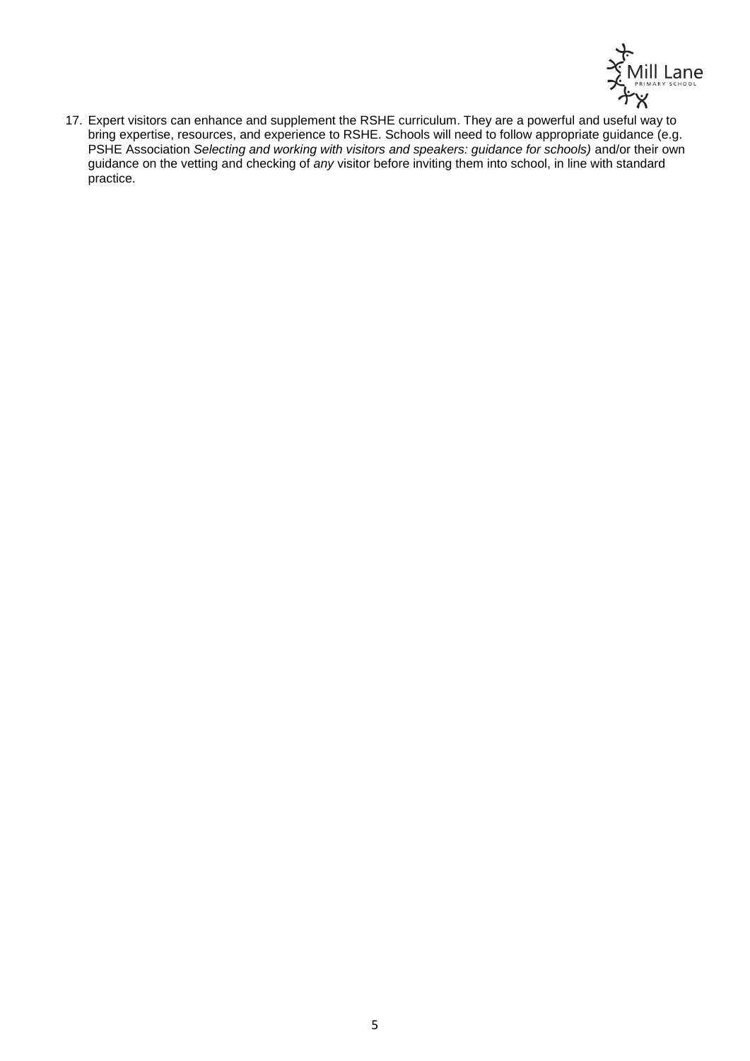17. Expert visitors can enhance and supplement the RSHE curriculum. They are a powerful and useful way to bring expertise, resources, and experience to RSHE. Schools will need to follow appropriate guidance (e.g. PSHE Association *Selecting and working with visitors and speakers: guidance for schools)* and/or their own guidance on the vetting and checking of *any* visitor before inviting them into school, in line with standard practice.